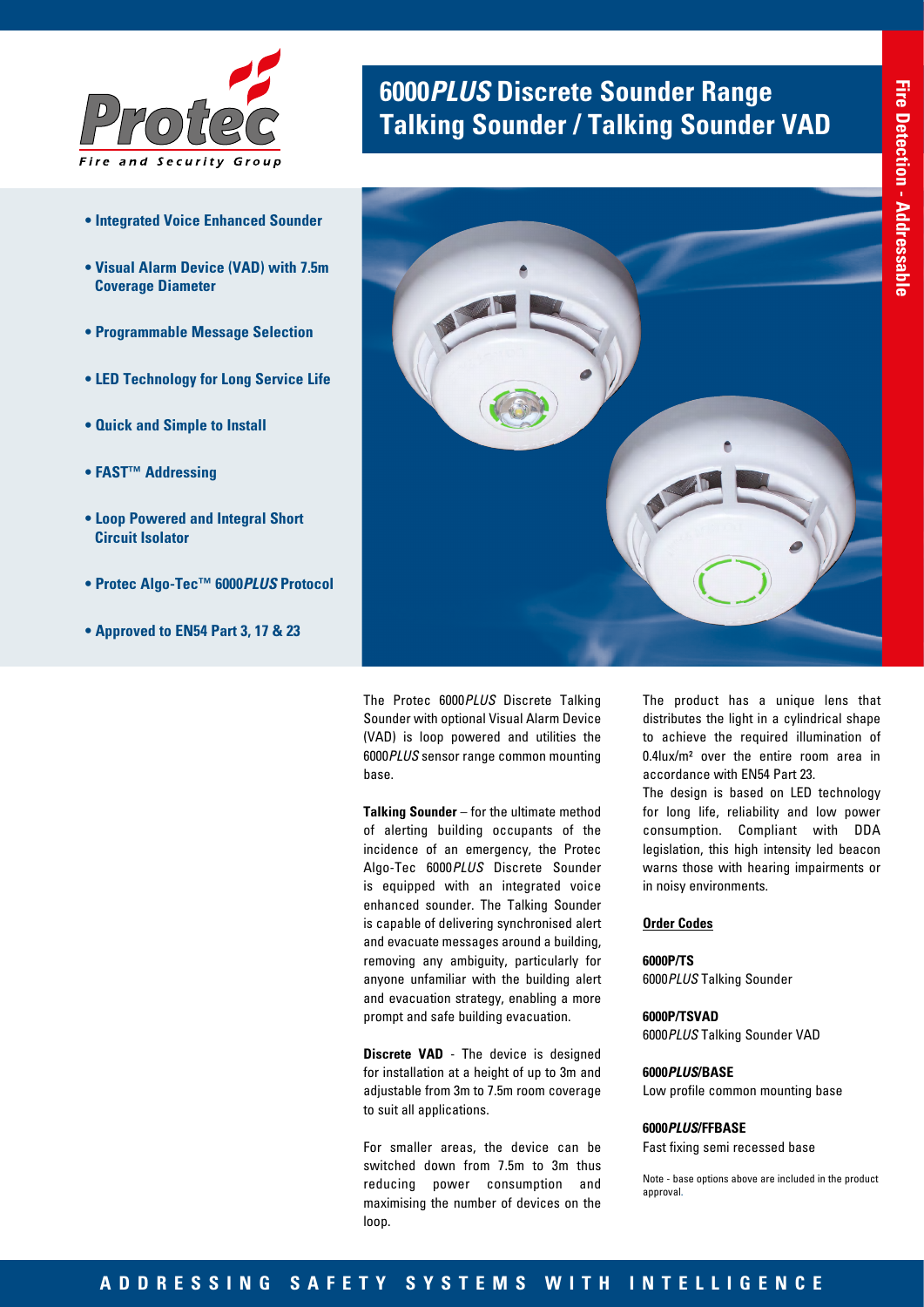# 6000*PLUS* Discrete Sounder Range Talking Sounder / Talking Sounder VAD

Fire Detection - Addressable

- **Integrated Voice Enhanced Sounder**
- **Visual Alarm Device (VAD) with 7.5m Coverage Diameter**
- **Programmable Message Selection**
- **LED Technology for Long Service Life**
- **Quick and Simple to Install**
- **FAST™ Addressing**
- **Loop Powered and Integral Short Circuit Isolator**
- **Protec Algo-Tec™ 6000*PLUS* Protocol**
- **Approved to EN54 Part 3, 17 & 23**

The Protec 6000*PLUS* Discrete Talking Sounder with optional Visual Alarm Device (VAD) is loop powered and utilities the 6000*PLUS* sensor range common mounting base.

**Talking Sounder** – for the ultimate method of alerting building occupants of the incidence of an emergency, the Protec Algo-Tec 6000*PLUS* Discrete Sounder is equipped with an integrated voice enhanced sounder. The Talking Sounder is capable of delivering synchronised alert and evacuate messages around a building, removing any ambiguity, particularly for anyone unfamiliar with the building alert and evacuation strategy, enabling a more prompt and safe building evacuation.

**Discrete VAD** - The device is designed for installation at a height of up to 3m and adjustable from 3m to 7.5m room coverage to suit all applications.

For smaller areas, the device can be switched down from 7.5m to 3m thus reducing power consumption and maximising the number of devices on the loop.

The product has a unique lens that distributes the light in a cylindrical shape to achieve the required illumination of 0.4lux/m² over the entire room area in accordance with EN54 Part 23.

The design is based on LED technology for long life, reliability and low power consumption. Compliant with DDA legislation, this high intensity led beacon warns those with hearing impairments or in noisy environments.

**Order Codes**

**6000P/TS**
6000*PLUS* Talking Sounder

**6000P/TSVAD**
6000*PLUS* Talking Sounder VAD

**6000*PLUS*/BASE**
Low profile common mounting base

**6000*PLUS*/FFBASE**
Fast fixing semi recessed base

Note - base options above are included in the product approval.

ADDRESSING SAFETY SYSTEMS WITH INTELLIGENCE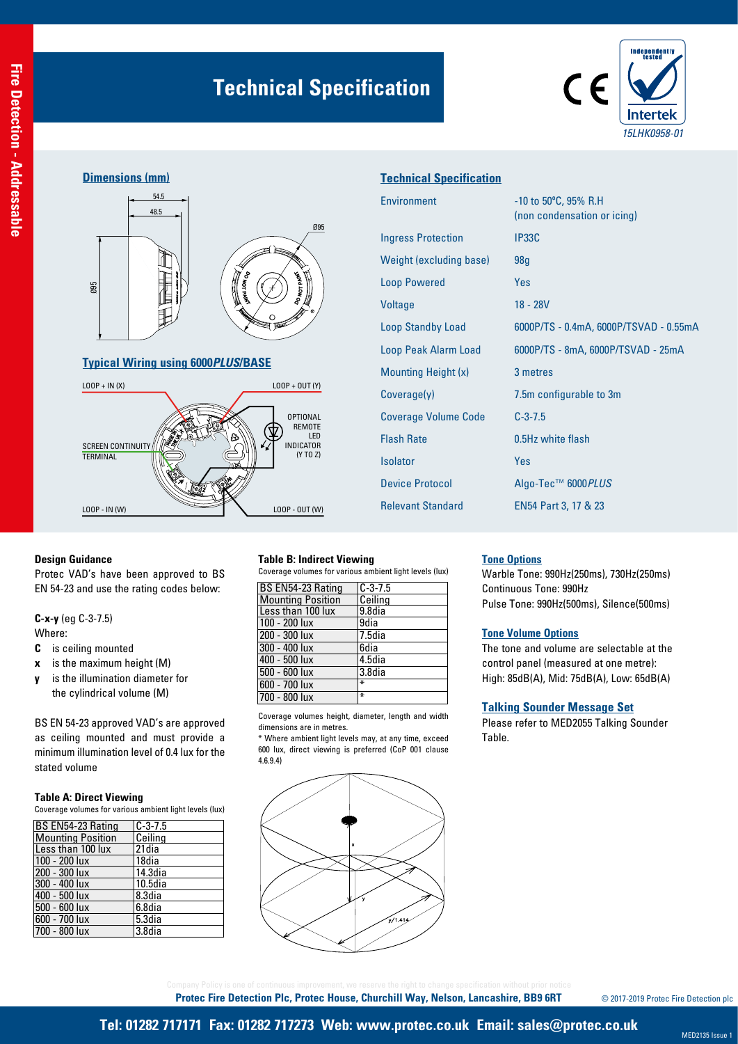# Technical Specification

15LHK0958-01

## Dimensions (mm)

54.5
48.5
Ø95
Ø95

## Typical Wiring using 6000*PLUS*/BASE

LOOP + IN (X)
LOOP + OUT (Y)
OPTIONAL REMOTE LED INDICATOR (Y TO Z)
SCREEN CONTINUITY TERMINAL
LOOP - IN (W)
LOOP - OUT (W)

## Technical Specification

| | |
|---|---|
| Environment | -10 to 50ºC, 95% R.H (non condensation or icing) |
| Ingress Protection | IP33C |
| Weight (excluding base) | 98g |
| Loop Powered | Yes |
| Voltage | 18 - 28V |
| Loop Standby Load | 6000P/TS - 0.4mA, 6000P/TSVAD - 0.55mA |
| Loop Peak Alarm Load | 6000P/TS - 8mA, 6000P/TSVAD - 25mA |
| Mounting Height (x) | 3 metres |
| Coverage(y) | 7.5m configurable to 3m |
| Coverage Volume Code | C-3-7.5 |
| Flash Rate | 0.5Hz white flash |
| Isolator | Yes |
| Device Protocol | Algo-Tec™ 6000*PLUS* |
| Relevant Standard | EN54 Part 3, 17 & 23 |

### Design Guidance

Protec VAD's have been approved to BS EN 54-23 and use the rating codes below:

**C-x-y** (eg C-3-7.5)
Where:

- **C** is ceiling mounted
- **x** is the maximum height (M)
- **y** is the illumination diameter for the cylindrical volume (M)

BS EN 54-23 approved VAD's are approved as ceiling mounted and must provide a minimum illumination level of 0.4 lux for the stated volume

### Table A: Direct Viewing

Coverage volumes for various ambient light levels (lux)

| BS EN54-23 Rating | C-3-7.5 |
|---|---|
| Mounting Position | Ceiling |
| Less than 100 lux | 21dia |
| 100 - 200 lux | 18dia |
| 200 - 300 lux | 14.3dia |
| 300 - 400 lux | 10.5dia |
| 400 - 500 lux | 8.3dia |
| 500 - 600 lux | 6.8dia |
| 600 - 700 lux | 5.3dia |
| 700 - 800 lux | 3.8dia |

### Table B: Indirect Viewing

Coverage volumes for various ambient light levels (lux)

| BS EN54-23 Rating | C-3-7.5 |
|---|---|
| Mounting Position | Ceiling |
| Less than 100 lux | 9.8dia |
| 100 - 200 lux | 9dia |
| 200 - 300 lux | 7.5dia |
| 300 - 400 lux | 6dia |
| 400 - 500 lux | 4.5dia |
| 500 - 600 lux | 3.8dia |
| 600 - 700 lux | * |
| 700 - 800 lux | * |

Coverage volumes height, diameter, length and width dimensions are in metres.

* Where ambient light levels may, at any time, exceed 600 lux, direct viewing is preferred (CoP 001 clause 4.6.9.4)

x
y
y/1.414

### Tone Options

Warble Tone: 990Hz(250ms), 730Hz(250ms)
Continuous Tone: 990Hz
Pulse Tone: 990Hz(500ms), Silence(500ms)

### Tone Volume Options

The tone and volume are selectable at the control panel (measured at one metre):
High: 85dB(A), Mid: 75dB(A), Low: 65dB(A)

### Talking Sounder Message Set

Please refer to MED2055 Talking Sounder Table.

Company Policy is one of continuous improvement, we reserve the right to change specification without prior notice

**Protec Fire Detection Plc, Protec House, Churchill Way, Nelson, Lancashire, BB9 6RT**

© 2017-2019 Protec Fire Detection plc

**Tel: 01282 717171 Fax: 01282 717273 Web: www.protec.co.uk Email: sales@protec.co.uk**

MED2135 Issue 1